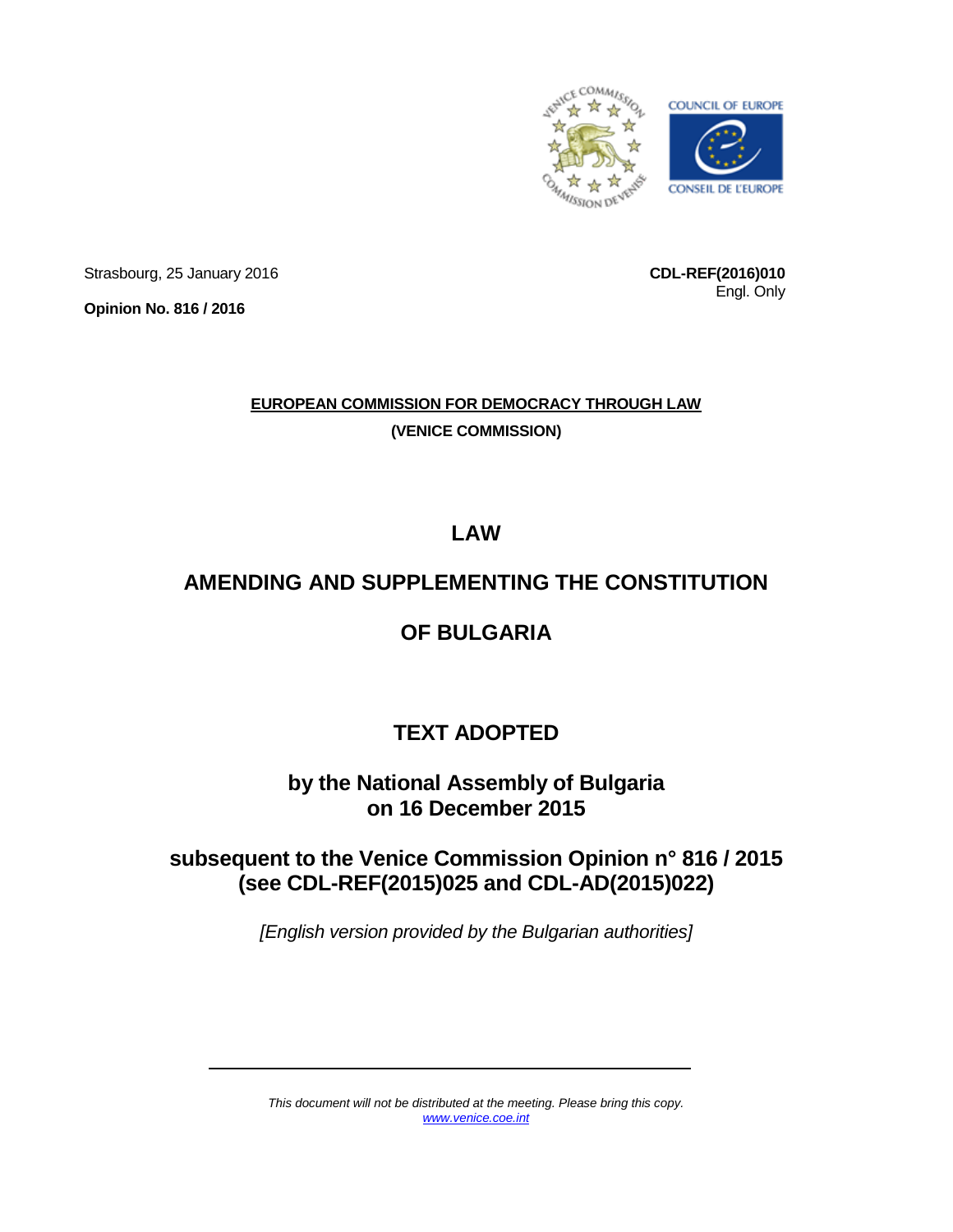Strasbourg, 25 January 2016

**Opinion No. 816 / 2016**

**CDL-REF(2016)010**
Engl. Only

**EUROPEAN COMMISSION FOR DEMOCRACY THROUGH LAW**

**(VENICE COMMISSION)**

# LAW

# AMENDING AND SUPPLEMENTING THE CONSTITUTION OF BULGARIA

## TEXT ADOPTED

### by the National Assembly of Bulgaria on 16 December 2015

### subsequent to the Venice Commission Opinion n° 816 / 2015 (see CDL-REF(2015)025 and CDL-AD(2015)022)

*[English version provided by the Bulgarian authorities]*

---

*This document will not be distributed at the meeting. Please bring this copy.*
www.venice.coe.int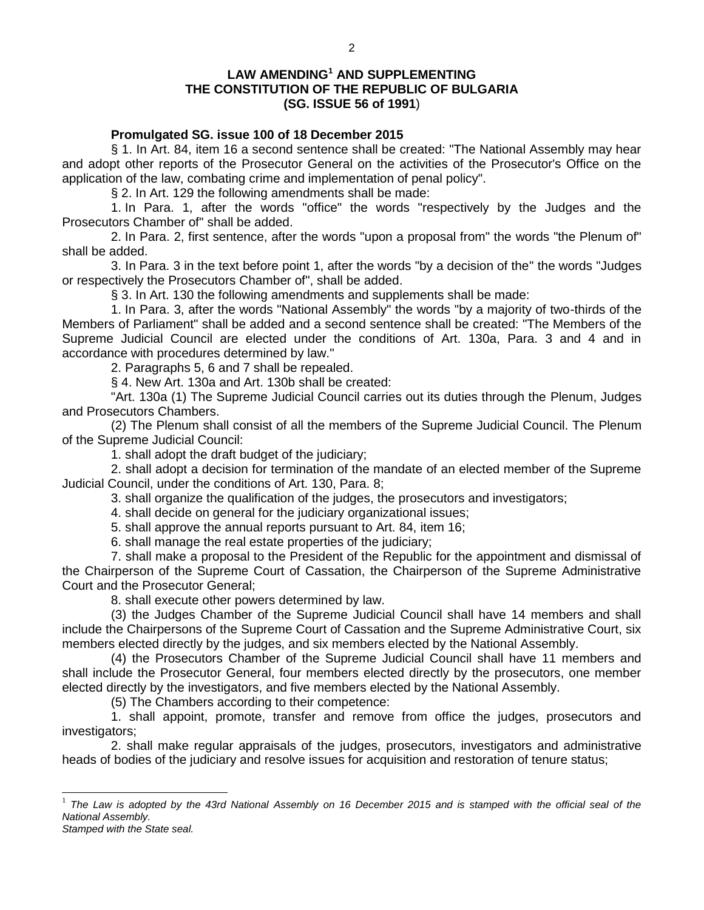**LAW AMENDING[1] AND SUPPLEMENTING**
**THE CONSTITUTION OF THE REPUBLIC OF BULGARIA**
**(SG. ISSUE 56 of 1991)**

**Promulgated SG. issue 100 of 18 December 2015**

§ 1. In Art. 84, item 16 a second sentence shall be created: "The National Assembly may hear and adopt other reports of the Prosecutor General on the activities of the Prosecutor's Office on the application of the law, combating crime and implementation of penal policy".

§ 2. In Art. 129 the following amendments shall be made:

1. In Para. 1, after the words "office" the words "respectively by the Judges and the Prosecutors Chamber of" shall be added.

2. In Para. 2, first sentence, after the words "upon a proposal from" the words "the Plenum of" shall be added.

3. In Para. 3 in the text before point 1, after the words "by a decision of the" the words "Judges or respectively the Prosecutors Chamber of", shall be added.

§ 3. In Art. 130 the following amendments and supplements shall be made:

1. In Para. 3, after the words "National Assembly" the words "by a majority of two-thirds of the Members of Parliament" shall be added and a second sentence shall be created: "The Members of the Supreme Judicial Council are elected under the conditions of Art. 130a, Para. 3 and 4 and in accordance with procedures determined by law."

2. Paragraphs 5, 6 and 7 shall be repealed.

§ 4. New Art. 130a and Art. 130b shall be created:

"Art. 130a (1) The Supreme Judicial Council carries out its duties through the Plenum, Judges and Prosecutors Chambers.

(2) The Plenum shall consist of all the members of the Supreme Judicial Council. The Plenum of the Supreme Judicial Council:

1. shall adopt the draft budget of the judiciary;

2. shall adopt a decision for termination of the mandate of an elected member of the Supreme Judicial Council, under the conditions of Art. 130, Para. 8;

3. shall organize the qualification of the judges, the prosecutors and investigators;

4. shall decide on general for the judiciary organizational issues;

5. shall approve the annual reports pursuant to Art. 84, item 16;

6. shall manage the real estate properties of the judiciary;

7. shall make a proposal to the President of the Republic for the appointment and dismissal of the Chairperson of the Supreme Court of Cassation, the Chairperson of the Supreme Administrative Court and the Prosecutor General;

8. shall execute other powers determined by law.

(3) the Judges Chamber of the Supreme Judicial Council shall have 14 members and shall include the Chairpersons of the Supreme Court of Cassation and the Supreme Administrative Court, six members elected directly by the judges, and six members elected by the National Assembly.

(4) the Prosecutors Chamber of the Supreme Judicial Council shall have 11 members and shall include the Prosecutor General, four members elected directly by the prosecutors, one member elected directly by the investigators, and five members elected by the National Assembly.

(5) The Chambers according to their competence:

1. shall appoint, promote, transfer and remove from office the judges, prosecutors and investigators;

2. shall make regular appraisals of the judges, prosecutors, investigators and administrative heads of bodies of the judiciary and resolve issues for acquisition and restoration of tenure status;

---

[1] *The Law is adopted by the 43rd National Assembly on 16 December 2015 and is stamped with the official seal of the National Assembly.*
*Stamped with the State seal.*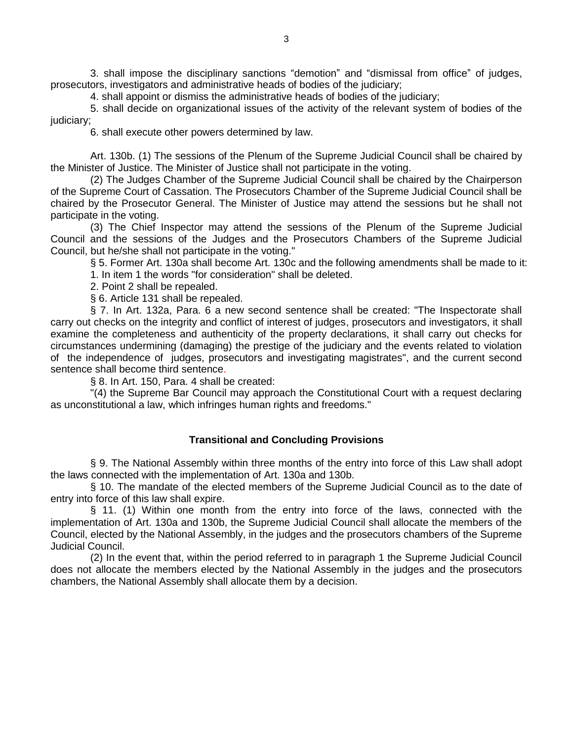3. shall impose the disciplinary sanctions “demotion” and “dismissal from office” of judges, prosecutors, investigators and administrative heads of bodies of the judiciary;

4. shall appoint or dismiss the administrative heads of bodies of the judiciary;

5. shall decide on organizational issues of the activity of the relevant system of bodies of the judiciary;

6. shall execute other powers determined by law.

Art. 130b. (1) The sessions of the Plenum of the Supreme Judicial Council shall be chaired by the Minister of Justice. The Minister of Justice shall not participate in the voting.

(2) The Judges Chamber of the Supreme Judicial Council shall be chaired by the Chairperson of the Supreme Court of Cassation. The Prosecutors Chamber of the Supreme Judicial Council shall be chaired by the Prosecutor General. The Minister of Justice may attend the sessions but he shall not participate in the voting.

(3) The Chief Inspector may attend the sessions of the Plenum of the Supreme Judicial Council and the sessions of the Judges and the Prosecutors Chambers of the Supreme Judicial Council, but he/she shall not participate in the voting."

§ 5. Former Art. 130a shall become Art. 130c and the following amendments shall be made to it:

1. In item 1 the words "for consideration" shall be deleted.

2. Point 2 shall be repealed.

§ 6. Article 131 shall be repealed.

§ 7. In Art. 132a, Para. 6 a new second sentence shall be created: "The Inspectorate shall carry out checks on the integrity and conflict of interest of judges, prosecutors and investigators, it shall examine the completeness and authenticity of the property declarations, it shall carry out checks for circumstances undermining (damaging) the prestige of the judiciary and the events related to violation of the independence of judges, prosecutors and investigating magistrates", and the current second sentence shall become third sentence.

§ 8. In Art. 150, Para. 4 shall be created:

"(4) the Supreme Bar Council may approach the Constitutional Court with a request declaring as unconstitutional a law, which infringes human rights and freedoms."

## Transitional and Concluding Provisions

§ 9. The National Assembly within three months of the entry into force of this Law shall adopt the laws connected with the implementation of Art. 130a and 130b.

§ 10. The mandate of the elected members of the Supreme Judicial Council as to the date of entry into force of this law shall expire.

§ 11. (1) Within one month from the entry into force of the laws, connected with the implementation of Art. 130a and 130b, the Supreme Judicial Council shall allocate the members of the Council, elected by the National Assembly, in the judges and the prosecutors chambers of the Supreme Judicial Council.

(2) In the event that, within the period referred to in paragraph 1 the Supreme Judicial Council does not allocate the members elected by the National Assembly in the judges and the prosecutors chambers, the National Assembly shall allocate them by a decision.